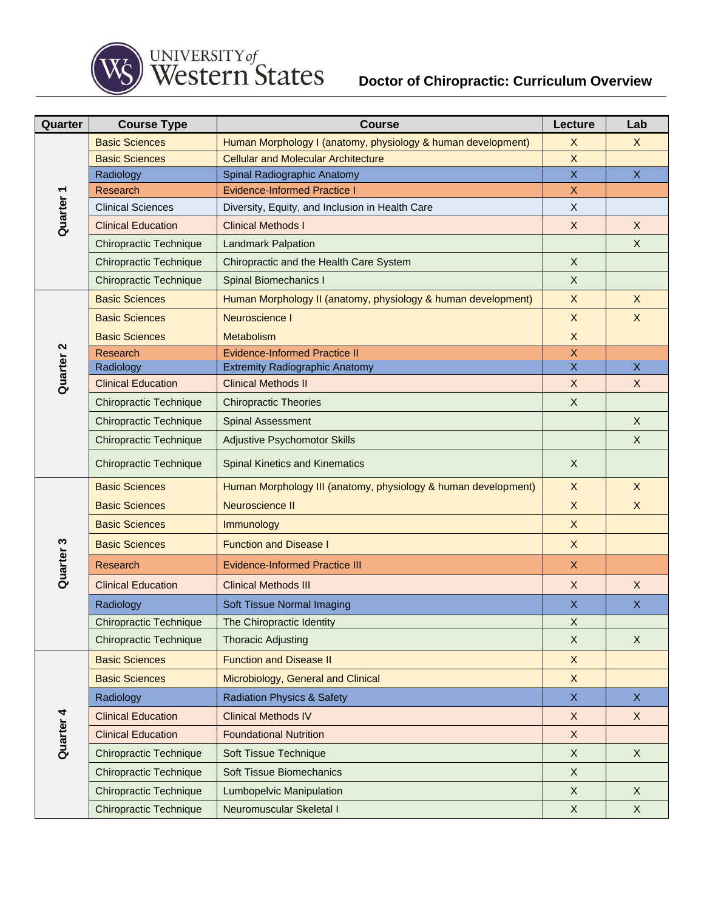# UNIVERSITY of Western States

## Doctor of Chiropractic: Curriculum Overview

| Quarter | Course Type | Course | Lecture | Lab |
|---|---|---|---|---|
| Quarter 1 | Basic Sciences | Human Morphology I (anatomy, physiology & human development) | X | X |
| | Basic Sciences | Cellular and Molecular Architecture | X | |
| | Radiology | Spinal Radiographic Anatomy | X | X |
| | Research | Evidence-Informed Practice I | X | |
| | Clinical Sciences | Diversity, Equity, and Inclusion in Health Care | X | |
| | Clinical Education | Clinical Methods I | X | X |
| | Chiropractic Technique | Landmark Palpation | | X |
| | Chiropractic Technique | Chiropractic and the Health Care System | X | |
| | Chiropractic Technique | Spinal Biomechanics I | X | |
| Quarter 2 | Basic Sciences | Human Morphology II (anatomy, physiology & human development) | X | X |
| | Basic Sciences | Neuroscience I | X | X |
| | Basic Sciences | Metabolism | X | |
| | Research | Evidence-Informed Practice II | X | |
| | Radiology | Extremity Radiographic Anatomy | X | X |
| | Clinical Education | Clinical Methods II | X | X |
| | Chiropractic Technique | Chiropractic Theories | X | |
| | Chiropractic Technique | Spinal Assessment | | X |
| | Chiropractic Technique | Adjustive Psychomotor Skills | | X |
| | Chiropractic Technique | Spinal Kinetics and Kinematics | X | |
| Quarter 3 | Basic Sciences | Human Morphology III (anatomy, physiology & human development) | X | X |
| | Basic Sciences | Neuroscience II | X | X |
| | Basic Sciences | Immunology | X | |
| | Basic Sciences | Function and Disease I | X | |
| | Research | Evidence-Informed Practice III | X | |
| | Clinical Education | Clinical Methods III | X | X |
| | Radiology | Soft Tissue Normal Imaging | X | X |
| | Chiropractic Technique | The Chiropractic Identity | X | |
| | Chiropractic Technique | Thoracic Adjusting | X | X |
| Quarter 4 | Basic Sciences | Function and Disease II | X | |
| | Basic Sciences | Microbiology, General and Clinical | X | |
| | Radiology | Radiation Physics & Safety | X | X |
| | Clinical Education | Clinical Methods IV | X | X |
| | Clinical Education | Foundational Nutrition | X | |
| | Chiropractic Technique | Soft Tissue Technique | X | X |
| | Chiropractic Technique | Soft Tissue Biomechanics | X | |
| | Chiropractic Technique | Lumbopelvic Manipulation | X | X |
| | Chiropractic Technique | Neuromuscular Skeletal I | X | X |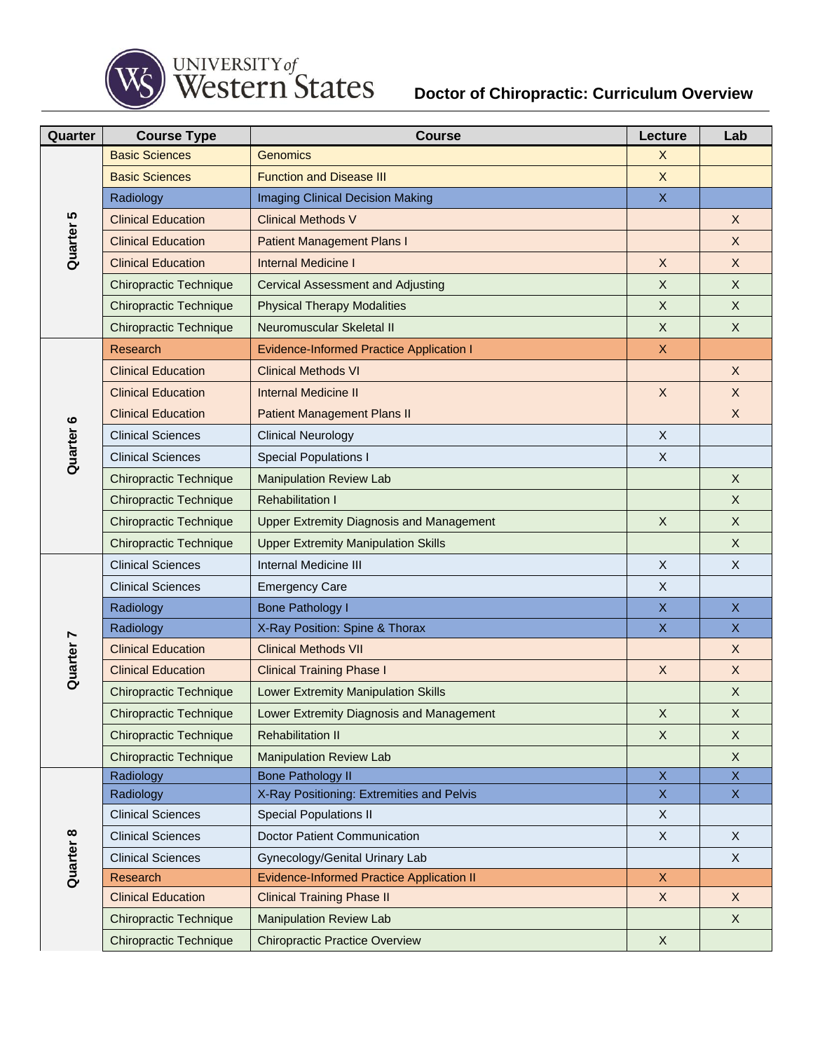UNIVERSITY of Western States

# Doctor of Chiropractic: Curriculum Overview

| Quarter | Course Type | Course | Lecture | Lab |
|---|---|---|---|---|
| Quarter 5 | Basic Sciences | Genomics | X | |
| | Basic Sciences | Function and Disease III | X | |
| | Radiology | Imaging Clinical Decision Making | X | |
| | Clinical Education | Clinical Methods V | | X |
| | Clinical Education | Patient Management Plans I | | X |
| | Clinical Education | Internal Medicine I | X | X |
| | Chiropractic Technique | Cervical Assessment and Adjusting | X | X |
| | Chiropractic Technique | Physical Therapy Modalities | X | X |
| | Chiropractic Technique | Neuromuscular Skeletal II | X | X |
| Quarter 6 | Research | Evidence-Informed Practice Application I | X | |
| | Clinical Education | Clinical Methods VI | | X |
| | Clinical Education | Internal Medicine II | X | X |
| | Clinical Education | Patient Management Plans II | | X |
| | Clinical Sciences | Clinical Neurology | X | |
| | Clinical Sciences | Special Populations I | X | |
| | Chiropractic Technique | Manipulation Review Lab | | X |
| | Chiropractic Technique | Rehabilitation I | | X |
| | Chiropractic Technique | Upper Extremity Diagnosis and Management | X | X |
| | Chiropractic Technique | Upper Extremity Manipulation Skills | | X |
| Quarter 7 | Clinical Sciences | Internal Medicine III | X | X |
| | Clinical Sciences | Emergency Care | X | |
| | Radiology | Bone Pathology I | X | X |
| | Radiology | X-Ray Position: Spine & Thorax | X | X |
| | Clinical Education | Clinical Methods VII | | X |
| | Clinical Education | Clinical Training Phase I | X | X |
| | Chiropractic Technique | Lower Extremity Manipulation Skills | | X |
| | Chiropractic Technique | Lower Extremity Diagnosis and Management | X | X |
| | Chiropractic Technique | Rehabilitation II | X | X |
| | Chiropractic Technique | Manipulation Review Lab | | X |
| Quarter 8 | Radiology | Bone Pathology II | X | X |
| | Radiology | X-Ray Positioning: Extremities and Pelvis | X | X |
| | Clinical Sciences | Special Populations II | X | |
| | Clinical Sciences | Doctor Patient Communication | X | X |
| | Clinical Sciences | Gynecology/Genital Urinary Lab | | X |
| | Research | Evidence-Informed Practice Application II | X | |
| | Clinical Education | Clinical Training Phase II | X | X |
| | Chiropractic Technique | Manipulation Review Lab | | X |
| | Chiropractic Technique | Chiropractic Practice Overview | X | |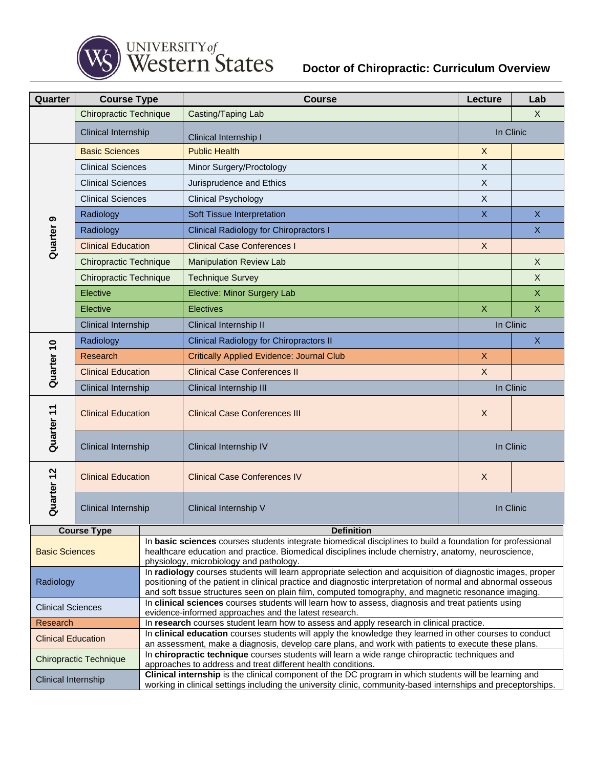# Doctor of Chiropractic: Curriculum Overview

| Quarter | Course Type | Course | Lecture | Lab |
|---|---|---|---|---|
| | Chiropractic Technique | Casting/Taping Lab | | X |
| | Clinical Internship | Clinical Internship I | In Clinic | |
| Quarter 9 | Basic Sciences | Public Health | X | |
| | Clinical Sciences | Minor Surgery/Proctology | X | |
| | Clinical Sciences | Jurisprudence and Ethics | X | |
| | Clinical Sciences | Clinical Psychology | X | |
| | Radiology | Soft Tissue Interpretation | X | X |
| | Radiology | Clinical Radiology for Chiropractors I | | X |
| | Clinical Education | Clinical Case Conferences I | X | |
| | Chiropractic Technique | Manipulation Review Lab | | X |
| | Chiropractic Technique | Technique Survey | | X |
| | Elective | Elective: Minor Surgery Lab | | X |
| | Elective | Electives | X | X |
| | Clinical Internship | Clinical Internship II | In Clinic | |
| Quarter 10 | Radiology | Clinical Radiology for Chiropractors II | | X |
| | Research | Critically Applied Evidence: Journal Club | X | |
| | Clinical Education | Clinical Case Conferences II | X | |
| | Clinical Internship | Clinical Internship III | In Clinic | |
| Quarter 11 | Clinical Education | Clinical Case Conferences III | X | |
| | Clinical Internship | Clinical Internship IV | In Clinic | |
| Quarter 12 | Clinical Education | Clinical Case Conferences IV | X | |
| | Clinical Internship | Clinical Internship V | In Clinic | |

| Course Type | Definition |
|---|---|
| Basic Sciences | In **basic sciences** courses students integrate biomedical disciplines to build a foundation for professional healthcare education and practice. Biomedical disciplines include chemistry, anatomy, neuroscience, physiology, microbiology and pathology. |
| Radiology | In **radiology** courses students will learn appropriate selection and acquisition of diagnostic images, proper positioning of the patient in clinical practice and diagnostic interpretation of normal and abnormal osseous and soft tissue structures seen on plain film, computed tomography, and magnetic resonance imaging. |
| Clinical Sciences | In **clinical sciences** courses students will learn how to assess, diagnosis and treat patients using evidence-informed approaches and the latest research. |
| Research | In **research** courses student learn how to assess and apply research in clinical practice. |
| Clinical Education | In **clinical education** courses students will apply the knowledge they learned in other courses to conduct an assessment, make a diagnosis, develop care plans, and work with patients to execute these plans. |
| Chiropractic Technique | In **chiropractic technique** courses students will learn a wide range chiropractic techniques and approaches to address and treat different health conditions. |
| Clinical Internship | **Clinical internship** is the clinical component of the DC program in which students will be learning and working in clinical settings including the university clinic, community-based internships and preceptorships. |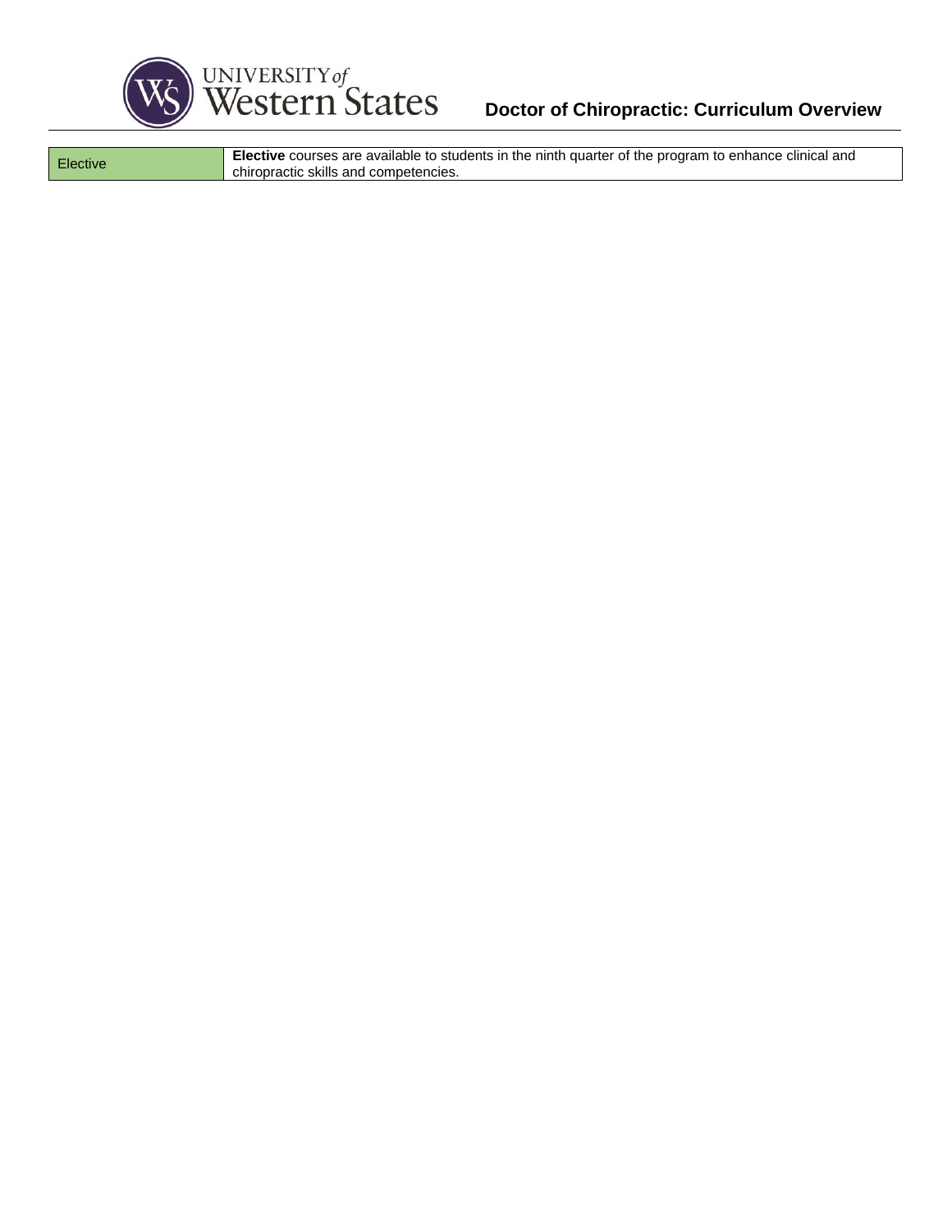| | |
|---|---|
| Elective | **Elective** courses are available to students in the ninth quarter of the program to enhance clinical and chiropractic skills and competencies. |